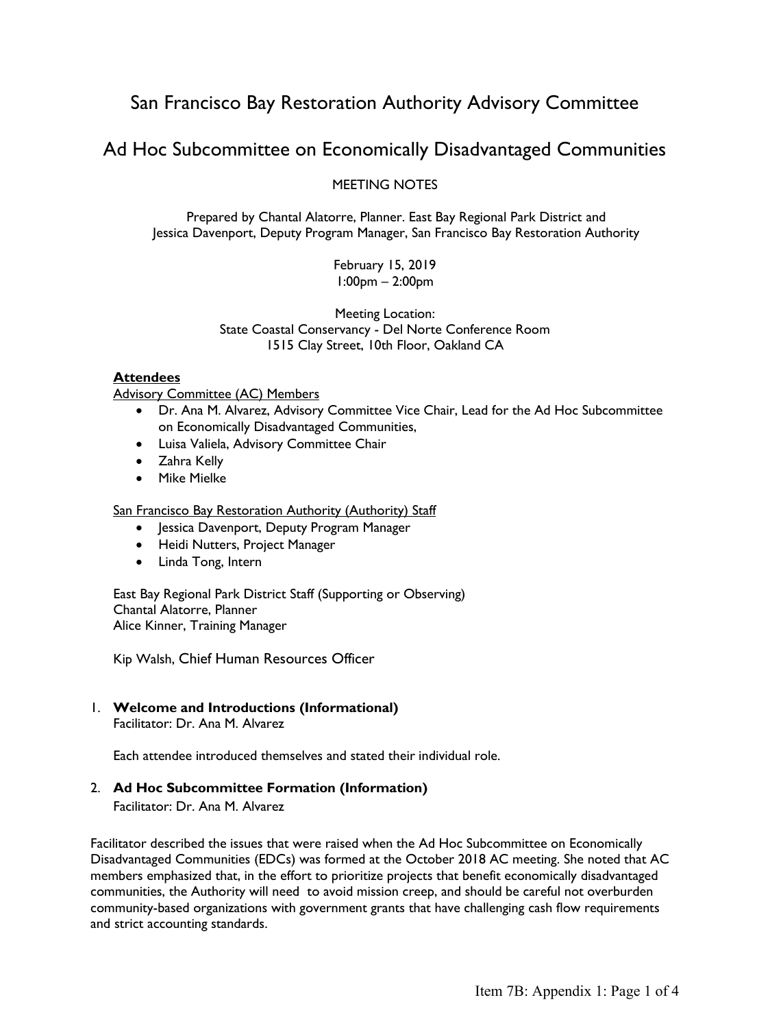# San Francisco Bay Restoration Authority Advisory Committee

## Ad Hoc Subcommittee on Economically Disadvantaged Communities

MEETING NOTES

Prepared by Chantal Alatorre, Planner. East Bay Regional Park District and
Jessica Davenport, Deputy Program Manager, San Francisco Bay Restoration Authority

February 15, 2019
1:00pm – 2:00pm

Meeting Location:
State Coastal Conservancy - Del Norte Conference Room
1515 Clay Street, 10th Floor, Oakland CA

**Attendees**

Advisory Committee (AC) Members

- Dr. Ana M. Alvarez, Advisory Committee Vice Chair, Lead for the Ad Hoc Subcommittee on Economically Disadvantaged Communities,
- Luisa Valiela, Advisory Committee Chair
- Zahra Kelly
- Mike Mielke

San Francisco Bay Restoration Authority (Authority) Staff

- Jessica Davenport, Deputy Program Manager
- Heidi Nutters, Project Manager
- Linda Tong, Intern

East Bay Regional Park District Staff (Supporting or Observing)
Chantal Alatorre, Planner
Alice Kinner, Training Manager

Kip Walsh, Chief Human Resources Officer

1. **Welcome and Introductions (Informational)**
   Facilitator: Dr. Ana M. Alvarez

   Each attendee introduced themselves and stated their individual role.

2. **Ad Hoc Subcommittee Formation (Information)**
   Facilitator: Dr. Ana M. Alvarez

Facilitator described the issues that were raised when the Ad Hoc Subcommittee on Economically Disadvantaged Communities (EDCs) was formed at the October 2018 AC meeting. She noted that AC members emphasized that, in the effort to prioritize projects that benefit economically disadvantaged communities, the Authority will need to avoid mission creep, and should be careful not overburden community-based organizations with government grants that have challenging cash flow requirements and strict accounting standards.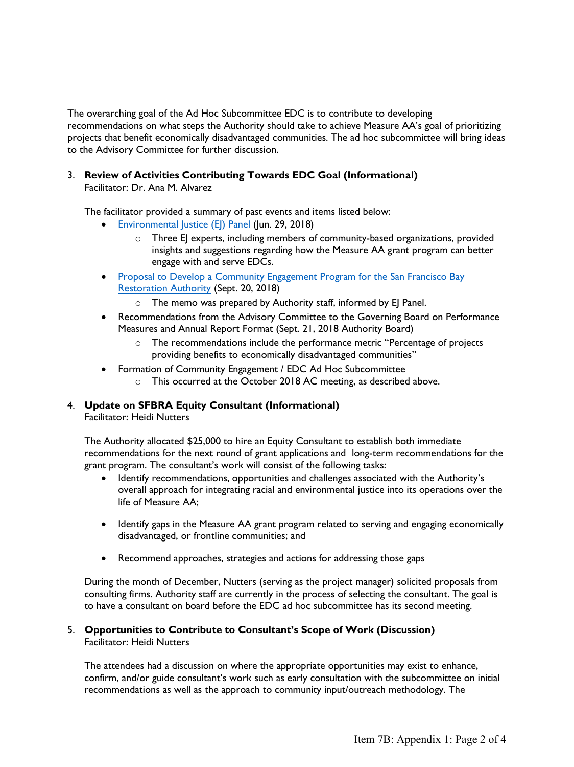The overarching goal of the Ad Hoc Subcommittee EDC is to contribute to developing recommendations on what steps the Authority should take to achieve Measure AA's goal of prioritizing projects that benefit economically disadvantaged communities. The ad hoc subcommittee will bring ideas to the Advisory Committee for further discussion.

3. **Review of Activities Contributing Towards EDC Goal (Informational)**
   Facilitator: Dr. Ana M. Alvarez

   The facilitator provided a summary of past events and items listed below:

   - Environmental Justice (EJ) Panel (Jun. 29, 2018)
     - Three EJ experts, including members of community-based organizations, provided insights and suggestions regarding how the Measure AA grant program can better engage with and serve EDCs.
   - Proposal to Develop a Community Engagement Program for the San Francisco Bay Restoration Authority (Sept. 20, 2018)
     - The memo was prepared by Authority staff, informed by EJ Panel.
   - Recommendations from the Advisory Committee to the Governing Board on Performance Measures and Annual Report Format (Sept. 21, 2018 Authority Board)
     - The recommendations include the performance metric "Percentage of projects providing benefits to economically disadvantaged communities"
   - Formation of Community Engagement / EDC Ad Hoc Subcommittee
     - This occurred at the October 2018 AC meeting, as described above.

4. **Update on SFBRA Equity Consultant (Informational)**
   Facilitator: Heidi Nutters

   The Authority allocated $25,000 to hire an Equity Consultant to establish both immediate recommendations for the next round of grant applications and long-term recommendations for the grant program. The consultant's work will consist of the following tasks:

   - Identify recommendations, opportunities and challenges associated with the Authority's overall approach for integrating racial and environmental justice into its operations over the life of Measure AA;
   - Identify gaps in the Measure AA grant program related to serving and engaging economically disadvantaged, or frontline communities; and
   - Recommend approaches, strategies and actions for addressing those gaps

   During the month of December, Nutters (serving as the project manager) solicited proposals from consulting firms. Authority staff are currently in the process of selecting the consultant. The goal is to have a consultant on board before the EDC ad hoc subcommittee has its second meeting.

5. **Opportunities to Contribute to Consultant's Scope of Work (Discussion)**
   Facilitator: Heidi Nutters

   The attendees had a discussion on where the appropriate opportunities may exist to enhance, confirm, and/or guide consultant's work such as early consultation with the subcommittee on initial recommendations as well as the approach to community input/outreach methodology. The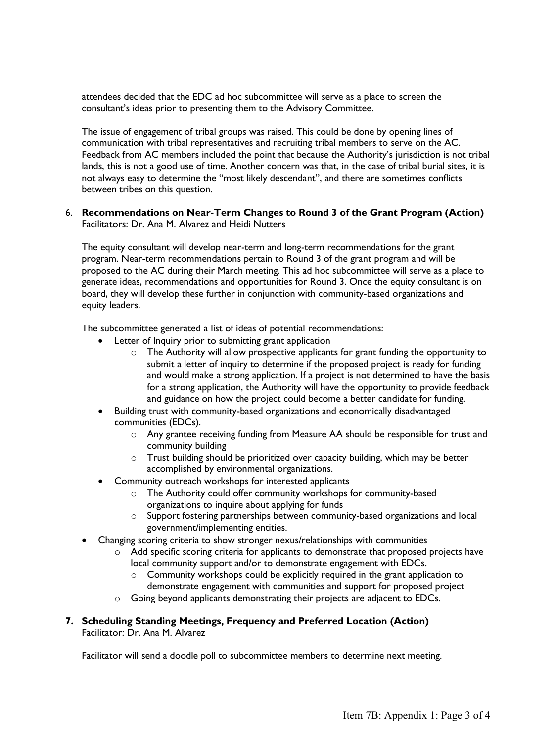attendees decided that the EDC ad hoc subcommittee will serve as a place to screen the consultant's ideas prior to presenting them to the Advisory Committee.

The issue of engagement of tribal groups was raised. This could be done by opening lines of communication with tribal representatives and recruiting tribal members to serve on the AC. Feedback from AC members included the point that because the Authority's jurisdiction is not tribal lands, this is not a good use of time. Another concern was that, in the case of tribal burial sites, it is not always easy to determine the "most likely descendant", and there are sometimes conflicts between tribes on this question.

6. **Recommendations on Near-Term Changes to Round 3 of the Grant Program (Action)**
   Facilitators: Dr. Ana M. Alvarez and Heidi Nutters

   The equity consultant will develop near-term and long-term recommendations for the grant program. Near-term recommendations pertain to Round 3 of the grant program and will be proposed to the AC during their March meeting. This ad hoc subcommittee will serve as a place to generate ideas, recommendations and opportunities for Round 3. Once the equity consultant is on board, they will develop these further in conjunction with community-based organizations and equity leaders.

   The subcommittee generated a list of ideas of potential recommendations:

   - Letter of Inquiry prior to submitting grant application
     - The Authority will allow prospective applicants for grant funding the opportunity to submit a letter of inquiry to determine if the proposed project is ready for funding and would make a strong application. If a project is not determined to have the basis for a strong application, the Authority will have the opportunity to provide feedback and guidance on how the project could become a better candidate for funding.
   - Building trust with community-based organizations and economically disadvantaged communities (EDCs).
     - Any grantee receiving funding from Measure AA should be responsible for trust and community building
     - Trust building should be prioritized over capacity building, which may be better accomplished by environmental organizations.
   - Community outreach workshops for interested applicants
     - The Authority could offer community workshops for community-based organizations to inquire about applying for funds
     - Support fostering partnerships between community-based organizations and local government/implementing entities.
   - Changing scoring criteria to show stronger nexus/relationships with communities
     - Add specific scoring criteria for applicants to demonstrate that proposed projects have local community support and/or to demonstrate engagement with EDCs.
       - Community workshops could be explicitly required in the grant application to demonstrate engagement with communities and support for proposed project
     - Going beyond applicants demonstrating their projects are adjacent to EDCs.

7. **Scheduling Standing Meetings, Frequency and Preferred Location (Action)**
   Facilitator: Dr. Ana M. Alvarez

   Facilitator will send a doodle poll to subcommittee members to determine next meeting.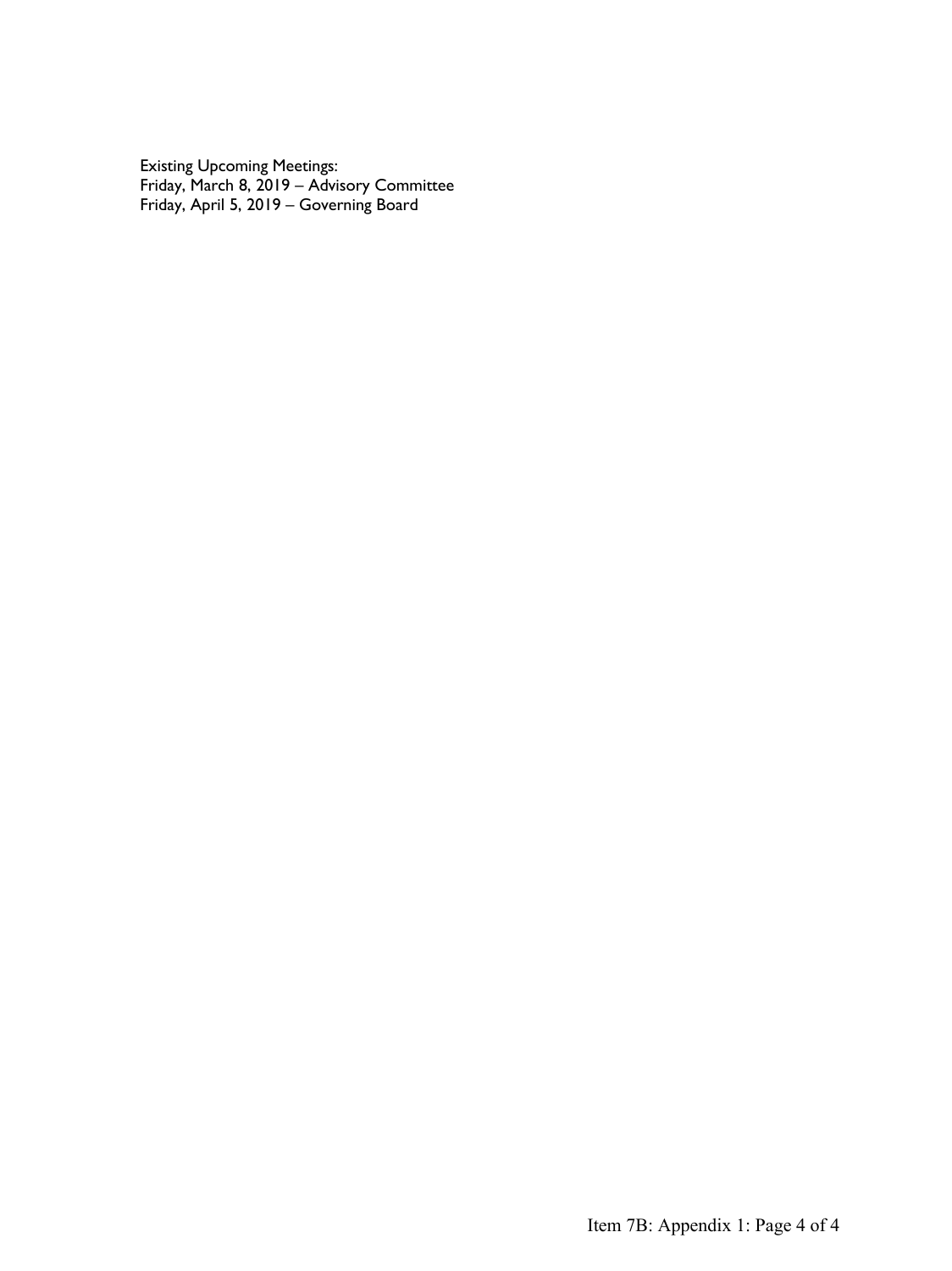Existing Upcoming Meetings:
Friday, March 8, 2019 – Advisory Committee
Friday, April 5, 2019 – Governing Board